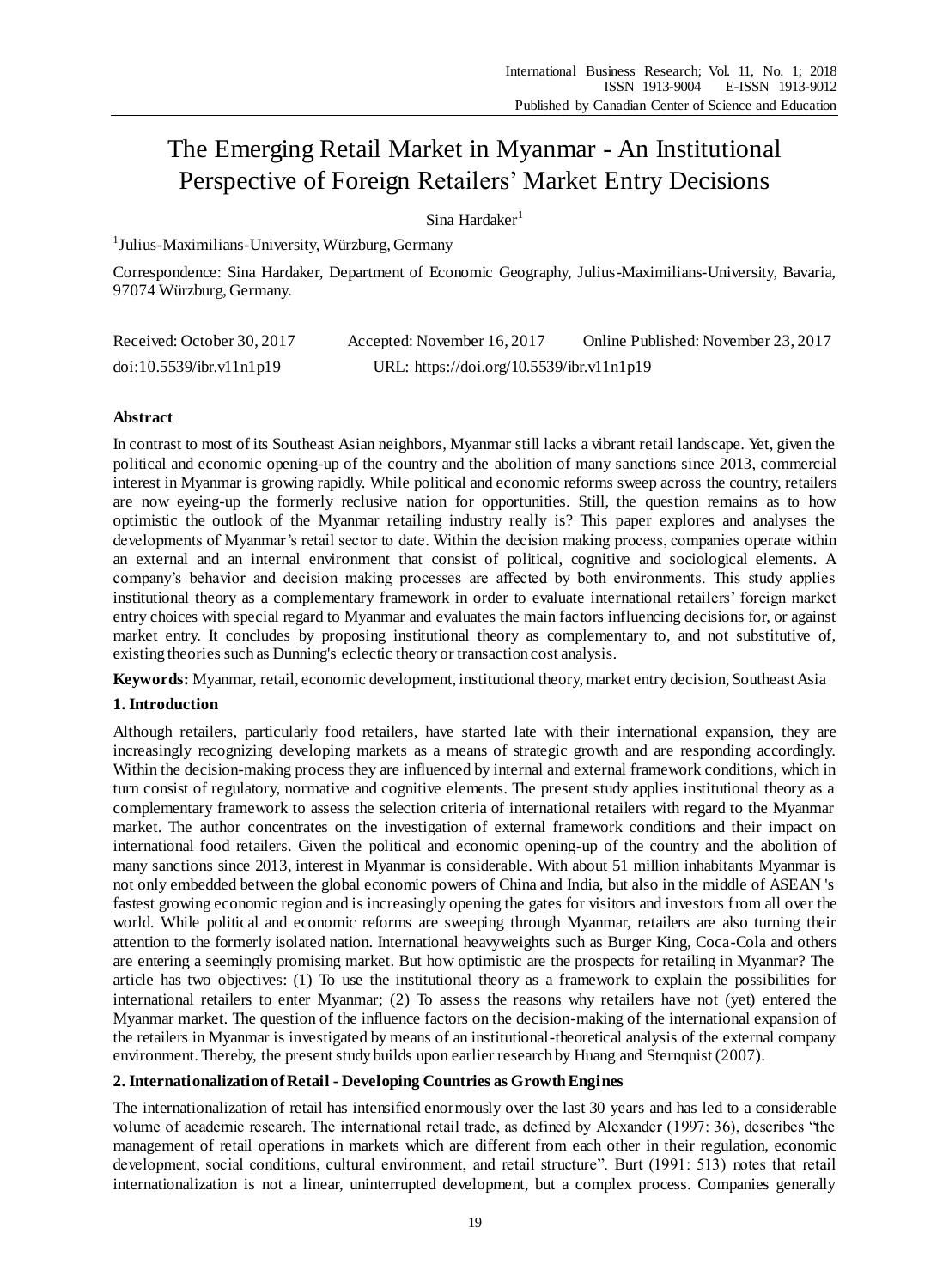# The Emerging Retail Market in Myanmar - An Institutional Perspective of Foreign Retailers' Market Entry Decisions

Sina Hardaker[1]

[1]Julius-Maximilians-University, Würzburg, Germany

Correspondence: Sina Hardaker, Department of Economic Geography, Julius-Maximilians-University, Bavaria, 97074 Würzburg, Germany.

Received: October 30, 2017 Accepted: November 16, 2017 Online Published: November 23, 2017

doi:10.5539/ibr.v11n1p19 URL: https://doi.org/10.5539/ibr.v11n1p19

## Abstract

In contrast to most of its Southeast Asian neighbors, Myanmar still lacks a vibrant retail landscape. Yet, given the political and economic opening-up of the country and the abolition of many sanctions since 2013, commercial interest in Myanmar is growing rapidly. While political and economic reforms sweep across the country, retailers are now eyeing-up the formerly reclusive nation for opportunities. Still, the question remains as to how optimistic the outlook of the Myanmar retailing industry really is? This paper explores and analyses the developments of Myanmar's retail sector to date. Within the decision making process, companies operate within an external and an internal environment that consist of political, cognitive and sociological elements. A company's behavior and decision making processes are affected by both environments. This study applies institutional theory as a complementary framework in order to evaluate international retailers' foreign market entry choices with special regard to Myanmar and evaluates the main factors influencing decisions for, or against market entry. It concludes by proposing institutional theory as complementary to, and not substitutive of, existing theories such as Dunning's eclectic theory or transaction cost analysis.

**Keywords:** Myanmar, retail, economic development, institutional theory, market entry decision, Southeast Asia

## 1. Introduction

Although retailers, particularly food retailers, have started late with their international expansion, they are increasingly recognizing developing markets as a means of strategic growth and are responding accordingly. Within the decision-making process they are influenced by internal and external framework conditions, which in turn consist of regulatory, normative and cognitive elements. The present study applies institutional theory as a complementary framework to assess the selection criteria of international retailers with regard to the Myanmar market. The author concentrates on the investigation of external framework conditions and their impact on international food retailers. Given the political and economic opening-up of the country and the abolition of many sanctions since 2013, interest in Myanmar is considerable. With about 51 million inhabitants Myanmar is not only embedded between the global economic powers of China and India, but also in the middle of ASEAN 's fastest growing economic region and is increasingly opening the gates for visitors and investors from all over the world. While political and economic reforms are sweeping through Myanmar, retailers are also turning their attention to the formerly isolated nation. International heavyweights such as Burger King, Coca-Cola and others are entering a seemingly promising market. But how optimistic are the prospects for retailing in Myanmar? The article has two objectives: (1) To use the institutional theory as a framework to explain the possibilities for international retailers to enter Myanmar; (2) To assess the reasons why retailers have not (yet) entered the Myanmar market. The question of the influence factors on the decision-making of the international expansion of the retailers in Myanmar is investigated by means of an institutional-theoretical analysis of the external company environment. Thereby, the present study builds upon earlier research by Huang and Sternquist (2007).

## 2. Internationalization of Retail - Developing Countries as Growth Engines

The internationalization of retail has intensified enormously over the last 30 years and has led to a considerable volume of academic research. The international retail trade, as defined by Alexander (1997: 36), describes "the management of retail operations in markets which are different from each other in their regulation, economic development, social conditions, cultural environment, and retail structure". Burt (1991: 513) notes that retail internationalization is not a linear, uninterrupted development, but a complex process. Companies generally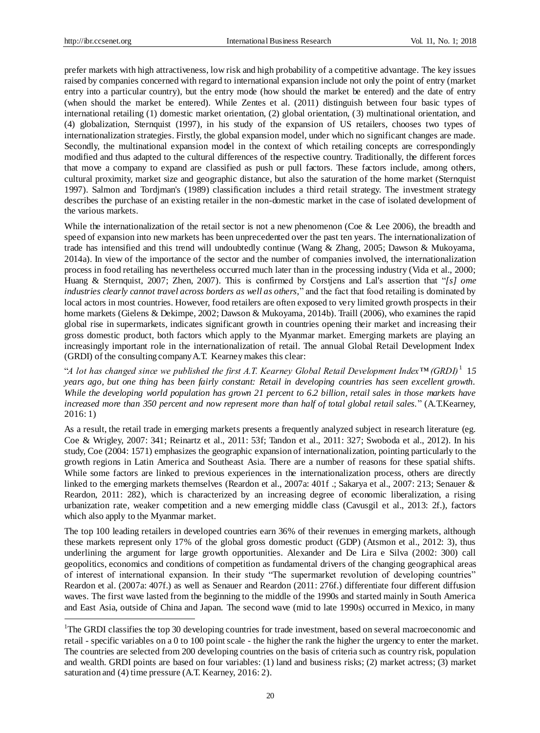prefer markets with high attractiveness, low risk and high probability of a competitive advantage. The key issues raised by companies concerned with regard to international expansion include not only the point of entry (market entry into a particular country), but the entry mode (how should the market be entered) and the date of entry (when should the market be entered). While Zentes et al. (2011) distinguish between four basic types of international retailing (1) domestic market orientation, (2) global orientation, (3) multinational orientation, and (4) globalization, Sternquist (1997), in his study of the expansion of US retailers, chooses two types of internationalization strategies. Firstly, the global expansion model, under which no significant changes are made. Secondly, the multinational expansion model in the context of which retailing concepts are correspondingly modified and thus adapted to the cultural differences of the respective country. Traditionally, the different forces that move a company to expand are classified as push or pull factors. These factors include, among others, cultural proximity, market size and geographic distance, but also the saturation of the home market (Sternquist 1997). Salmon and Tordjman's (1989) classification includes a third retail strategy. The investment strategy describes the purchase of an existing retailer in the non-domestic market in the case of isolated development of the various markets.

While the internationalization of the retail sector is not a new phenomenon (Coe & Lee 2006), the breadth and speed of expansion into new markets has been unprecedented over the past ten years. The internationalization of trade has intensified and this trend will undoubtedly continue (Wang & Zhang, 2005; Dawson & Mukoyama, 2014a). In view of the importance of the sector and the number of companies involved, the internationalization process in food retailing has nevertheless occurred much later than in the processing industry (Vida et al., 2000; Huang & Sternquist, 2007; Zhen, 2007). This is confirmed by Corstjens and Lal's assertion that "*[s] ome industries clearly cannot travel across borders as well as others,*" and the fact that food retailing is dominated by local actors in most countries. However, food retailers are often exposed to very limited growth prospects in their home markets (Gielens & Dekimpe, 2002; Dawson & Mukoyama, 2014b). Traill (2006), who examines the rapid global rise in supermarkets, indicates significant growth in countries opening their market and increasing their gross domestic product, both factors which apply to the Myanmar market. Emerging markets are playing an increasingly important role in the internationalization of retail. The annual Global Retail Development Index (GRDI) of the consulting company A.T. Kearney makes this clear:

"*A lot has changed since we published the first A.T. Kearney Global Retail Development Index™ (GRDI)*[1] *15 years ago, but one thing has been fairly constant: Retail in developing countries has seen excellent growth. While the developing world population has grown 21 percent to 6.2 billion, retail sales in those markets have increased more than 350 percent and now represent more than half of total global retail sales.*" (A.T.Kearney, 2016: 1)

As a result, the retail trade in emerging markets presents a frequently analyzed subject in research literature (eg. Coe & Wrigley, 2007: 341; Reinartz et al., 2011: 53f; Tandon et al., 2011: 327; Swoboda et al., 2012). In his study, Coe (2004: 1571) emphasizes the geographic expansion of internationalization, pointing particularly to the growth regions in Latin America and Southeast Asia. There are a number of reasons for these spatial shifts. While some factors are linked to previous experiences in the internationalization process, others are directly linked to the emerging markets themselves (Reardon et al., 2007a: 401f .; Sakarya et al., 2007: 213; Senauer & Reardon, 2011: 282), which is characterized by an increasing degree of economic liberalization, a rising urbanization rate, weaker competition and a new emerging middle class (Cavusgil et al., 2013: 2f.), factors which also apply to the Myanmar market.

The top 100 leading retailers in developed countries earn 36% of their revenues in emerging markets, although these markets represent only 17% of the global gross domestic product (GDP) (Atsmon et al., 2012: 3), thus underlining the argument for large growth opportunities. Alexander and De Lira e Silva (2002: 300) call geopolitics, economics and conditions of competition as fundamental drivers of the changing geographical areas of interest of international expansion. In their study "The supermarket revolution of developing countries" Reardon et al. (2007a: 407f.) as well as Senauer and Reardon (2011: 276f.) differentiate four different diffusion waves. The first wave lasted from the beginning to the middle of the 1990s and started mainly in South America and East Asia, outside of China and Japan. The second wave (mid to late 1990s) occurred in Mexico, in many

---

[1] The GRDI classifies the top 30 developing countries for trade investment, based on several macroeconomic and retail - specific variables on a 0 to 100 point scale - the higher the rank the higher the urgency to enter the market. The countries are selected from 200 developing countries on the basis of criteria such as country risk, population and wealth. GRDI points are based on four variables: (1) land and business risks; (2) market actress; (3) market saturation and (4) time pressure (A.T. Kearney, 2016: 2).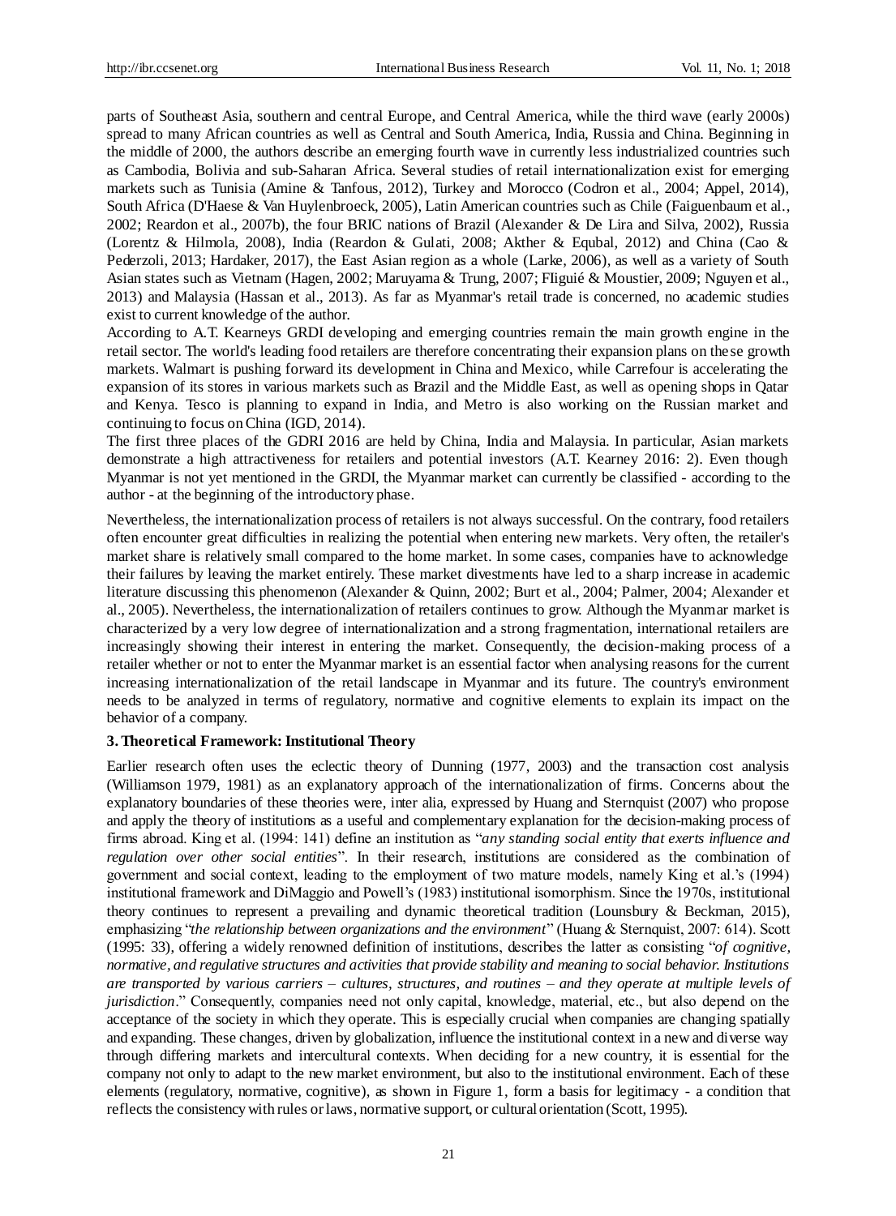parts of Southeast Asia, southern and central Europe, and Central America, while the third wave (early 2000s) spread to many African countries as well as Central and South America, India, Russia and China. Beginning in the middle of 2000, the authors describe an emerging fourth wave in currently less industrialized countries such as Cambodia, Bolivia and sub-Saharan Africa. Several studies of retail internationalization exist for emerging markets such as Tunisia (Amine & Tanfous, 2012), Turkey and Morocco (Codron et al., 2004; Appel, 2014), South Africa (D'Haese & Van Huylenbroeck, 2005), Latin American countries such as Chile (Faiguenbaum et al., 2002; Reardon et al., 2007b), the four BRIC nations of Brazil (Alexander & De Lira and Silva, 2002), Russia (Lorentz & Hilmola, 2008), India (Reardon & Gulati, 2008; Akther & Equbal, 2012) and China (Cao & Pederzoli, 2013; Hardaker, 2017), the East Asian region as a whole (Larke, 2006), as well as a variety of South Asian states such as Vietnam (Hagen, 2002; Maruyama & Trung, 2007; FIiguié & Moustier, 2009; Nguyen et al., 2013) and Malaysia (Hassan et al., 2013). As far as Myanmar's retail trade is concerned, no academic studies exist to current knowledge of the author.

According to A.T. Kearneys GRDI developing and emerging countries remain the main growth engine in the retail sector. The world's leading food retailers are therefore concentrating their expansion plans on these growth markets. Walmart is pushing forward its development in China and Mexico, while Carrefour is accelerating the expansion of its stores in various markets such as Brazil and the Middle East, as well as opening shops in Qatar and Kenya. Tesco is planning to expand in India, and Metro is also working on the Russian market and continuing to focus on China (IGD, 2014).

The first three places of the GDRI 2016 are held by China, India and Malaysia. In particular, Asian markets demonstrate a high attractiveness for retailers and potential investors (A.T. Kearney 2016: 2). Even though Myanmar is not yet mentioned in the GRDI, the Myanmar market can currently be classified - according to the author - at the beginning of the introductory phase.

Nevertheless, the internationalization process of retailers is not always successful. On the contrary, food retailers often encounter great difficulties in realizing the potential when entering new markets. Very often, the retailer's market share is relatively small compared to the home market. In some cases, companies have to acknowledge their failures by leaving the market entirely. These market divestments have led to a sharp increase in academic literature discussing this phenomenon (Alexander & Quinn, 2002; Burt et al., 2004; Palmer, 2004; Alexander et al., 2005). Nevertheless, the internationalization of retailers continues to grow. Although the Myanmar market is characterized by a very low degree of internationalization and a strong fragmentation, international retailers are increasingly showing their interest in entering the market. Consequently, the decision-making process of a retailer whether or not to enter the Myanmar market is an essential factor when analysing reasons for the current increasing internationalization of the retail landscape in Myanmar and its future. The country's environment needs to be analyzed in terms of regulatory, normative and cognitive elements to explain its impact on the behavior of a company.

## 3. Theoretical Framework: Institutional Theory

Earlier research often uses the eclectic theory of Dunning (1977, 2003) and the transaction cost analysis (Williamson 1979, 1981) as an explanatory approach of the internationalization of firms. Concerns about the explanatory boundaries of these theories were, inter alia, expressed by Huang and Sternquist (2007) who propose and apply the theory of institutions as a useful and complementary explanation for the decision-making process of firms abroad. King et al. (1994: 141) define an institution as "*any standing social entity that exerts influence and regulation over other social entities*". In their research, institutions are considered as the combination of government and social context, leading to the employment of two mature models, namely King et al.'s (1994) institutional framework and DiMaggio and Powell's (1983) institutional isomorphism. Since the 1970s, institutional theory continues to represent a prevailing and dynamic theoretical tradition (Lounsbury & Beckman, 2015), emphasizing "*the relationship between organizations and the environment*" (Huang & Sternquist, 2007: 614). Scott (1995: 33), offering a widely renowned definition of institutions, describes the latter as consisting "*of cognitive, normative, and regulative structures and activities that provide stability and meaning to social behavior. Institutions are transported by various carriers – cultures, structures, and routines – and they operate at multiple levels of jurisdiction*." Consequently, companies need not only capital, knowledge, material, etc., but also depend on the acceptance of the society in which they operate. This is especially crucial when companies are changing spatially and expanding. These changes, driven by globalization, influence the institutional context in a new and diverse way through differing markets and intercultural contexts. When deciding for a new country, it is essential for the company not only to adapt to the new market environment, but also to the institutional environment. Each of these elements (regulatory, normative, cognitive), as shown in Figure 1, form a basis for legitimacy - a condition that reflects the consistency with rules or laws, normative support, or cultural orientation (Scott, 1995).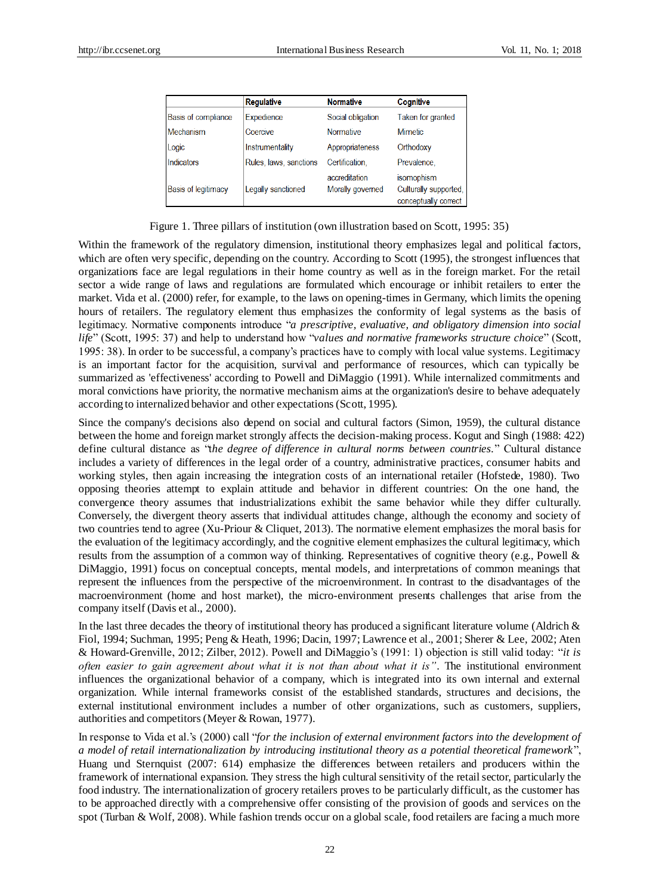| | Regulative | Normative | Cognitive |
|---|---|---|---|
| Basis of compliance | Expedience | Social obligation | Taken for granted |
| Mechanism | Coercive | Normative | Mimetic |
| Logic | Instrumentality | Appropriateness | Orthodoxy |
| Indicators | Rules, laws, sanctions | Certification, accreditation | Prevalence, isomophism |
| Basis of legitimacy | Legally sanctioned | Morally governed | Culturally supported, conceptually correct |

Figure 1. Three pillars of institution (own illustration based on Scott, 1995: 35)

Within the framework of the regulatory dimension, institutional theory emphasizes legal and political factors, which are often very specific, depending on the country. According to Scott (1995), the strongest influences that organizations face are legal regulations in their home country as well as in the foreign market. For the retail sector a wide range of laws and regulations are formulated which encourage or inhibit retailers to enter the market. Vida et al. (2000) refer, for example, to the laws on opening-times in Germany, which limits the opening hours of retailers. The regulatory element thus emphasizes the conformity of legal systems as the basis of legitimacy. Normative components introduce "*a prescriptive, evaluative, and obligatory dimension into social life*" (Scott, 1995: 37) and help to understand how "*values and normative frameworks structure choice*" (Scott, 1995: 38). In order to be successful, a company's practices have to comply with local value systems. Legitimacy is an important factor for the acquisition, survival and performance of resources, which can typically be summarized as 'effectiveness' according to Powell and DiMaggio (1991). While internalized commitments and moral convictions have priority, the normative mechanism aims at the organization's desire to behave adequately according to internalized behavior and other expectations (Scott, 1995).

Since the company's decisions also depend on social and cultural factors (Simon, 1959), the cultural distance between the home and foreign market strongly affects the decision-making process. Kogut and Singh (1988: 422) define cultural distance as "*the degree of difference in cultural norms between countries.*" Cultural distance includes a variety of differences in the legal order of a country, administrative practices, consumer habits and working styles, then again increasing the integration costs of an international retailer (Hofstede, 1980). Two opposing theories attempt to explain attitude and behavior in different countries: On the one hand, the convergence theory assumes that industrializations exhibit the same behavior while they differ culturally. Conversely, the divergent theory asserts that individual attitudes change, although the economy and society of two countries tend to agree (Xu-Priour & Cliquet, 2013). The normative element emphasizes the moral basis for the evaluation of the legitimacy accordingly, and the cognitive element emphasizes the cultural legitimacy, which results from the assumption of a common way of thinking. Representatives of cognitive theory (e.g., Powell & DiMaggio, 1991) focus on conceptual concepts, mental models, and interpretations of common meanings that represent the influences from the perspective of the microenvironment. In contrast to the disadvantages of the macroenvironment (home and host market), the micro-environment presents challenges that arise from the company itself (Davis et al., 2000).

In the last three decades the theory of institutional theory has produced a significant literature volume (Aldrich & Fiol, 1994; Suchman, 1995; Peng & Heath, 1996; Dacin, 1997; Lawrence et al., 2001; Sherer & Lee, 2002; Aten & Howard-Grenville, 2012; Zilber, 2012). Powell and DiMaggio's (1991: 1) objection is still valid today: "*it is often easier to gain agreement about what it is not than about what it is*". The institutional environment influences the organizational behavior of a company, which is integrated into its own internal and external organization. While internal frameworks consist of the established standards, structures and decisions, the external institutional environment includes a number of other organizations, such as customers, suppliers, authorities and competitors (Meyer & Rowan, 1977).

In response to Vida et al.'s (2000) call "*for the inclusion of external environment factors into the development of a model of retail internationalization by introducing institutional theory as a potential theoretical framework*", Huang und Sternquist (2007: 614) emphasize the differences between retailers and producers within the framework of international expansion. They stress the high cultural sensitivity of the retail sector, particularly the food industry. The internationalization of grocery retailers proves to be particularly difficult, as the customer has to be approached directly with a comprehensive offer consisting of the provision of goods and services on the spot (Turban & Wolf, 2008). While fashion trends occur on a global scale, food retailers are facing a much more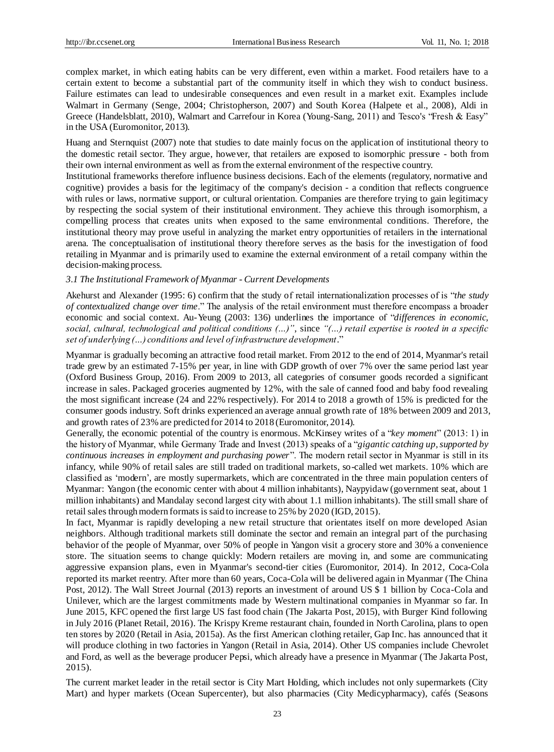complex market, in which eating habits can be very different, even within a market. Food retailers have to a certain extent to become a substantial part of the community itself in which they wish to conduct business. Failure estimates can lead to undesirable consequences and even result in a market exit. Examples include Walmart in Germany (Senge, 2004; Christopherson, 2007) and South Korea (Halpete et al., 2008), Aldi in Greece (Handelsblatt, 2010), Walmart and Carrefour in Korea (Young-Sang, 2011) and Tesco's "Fresh & Easy" in the USA (Euromonitor, 2013).

Huang and Sternquist (2007) note that studies to date mainly focus on the application of institutional theory to the domestic retail sector. They argue, however, that retailers are exposed to isomorphic pressure - both from their own internal environment as well as from the external environment of the respective country.

Institutional frameworks therefore influence business decisions. Each of the elements (regulatory, normative and cognitive) provides a basis for the legitimacy of the company's decision - a condition that reflects congruence with rules or laws, normative support, or cultural orientation. Companies are therefore trying to gain legitimacy by respecting the social system of their institutional environment. They achieve this through isomorphism, a compelling process that creates units when exposed to the same environmental conditions. Therefore, the institutional theory may prove useful in analyzing the market entry opportunities of retailers in the international arena. The conceptualisation of institutional theory therefore serves as the basis for the investigation of food retailing in Myanmar and is primarily used to examine the external environment of a retail company within the decision-making process.

### *3.1 The Institutional Framework of Myanmar - Current Developments*

Akehurst and Alexander (1995: 6) confirm that the study of retail internationalization processes of is "*the study of contextualized change over time*." The analysis of the retail environment must therefore encompass a broader economic and social context. Au-Yeung (2003: 136) underlines the importance of "*differences in economic, social, cultural, technological and political conditions (...)*", since *"(...) retail expertise is rooted in a specific set of underlying (...) conditions and level of infrastructure development*."

Myanmar is gradually becoming an attractive food retail market. From 2012 to the end of 2014, Myanmar's retail trade grew by an estimated 7-15% per year, in line with GDP growth of over 7% over the same period last year (Oxford Business Group, 2016). From 2009 to 2013, all categories of consumer goods recorded a significant increase in sales. Packaged groceries augmented by 12%, with the sale of canned food and baby food revealing the most significant increase (24 and 22% respectively). For 2014 to 2018 a growth of 15% is predicted for the consumer goods industry. Soft drinks experienced an average annual growth rate of 18% between 2009 and 2013, and growth rates of 23% are predicted for 2014 to 2018 (Euromonitor, 2014).

Generally, the economic potential of the country is enormous. McKinsey writes of a "*key moment*" (2013: 1) in the history of Myanmar, while Germany Trade and Invest (2013) speaks of a "*gigantic catching up, supported by continuous increases in employment and purchasing power*". The modern retail sector in Myanmar is still in its infancy, while 90% of retail sales are still traded on traditional markets, so-called wet markets. 10% which are classified as 'modern', are mostly supermarkets, which are concentrated in the three main population centers of Myanmar: Yangon (the economic center with about 4 million inhabitants), Naypyidaw (government seat, about 1 million inhabitants) and Mandalay second largest city with about 1.1 million inhabitants). The still small share of retail sales through modern formats is said to increase to 25% by 2020 (IGD, 2015).

In fact, Myanmar is rapidly developing a new retail structure that orientates itself on more developed Asian neighbors. Although traditional markets still dominate the sector and remain an integral part of the purchasing behavior of the people of Myanmar, over 50% of people in Yangon visit a grocery store and 30% a convenience store. The situation seems to change quickly: Modern retailers are moving in, and some are communicating aggressive expansion plans, even in Myanmar's second-tier cities (Euromonitor, 2014). In 2012, Coca-Cola reported its market reentry. After more than 60 years, Coca-Cola will be delivered again in Myanmar (The China Post, 2012). The Wall Street Journal (2013) reports an investment of around US $ 1 billion by Coca-Cola and Unilever, which are the largest commitments made by Western multinational companies in Myanmar so far. In June 2015, KFC opened the first large US fast food chain (The Jakarta Post, 2015), with Burger Kind following in July 2016 (Planet Retail, 2016). The Krispy Kreme restaurant chain, founded in North Carolina, plans to open ten stores by 2020 (Retail in Asia, 2015a). As the first American clothing retailer, Gap Inc. has announced that it will produce clothing in two factories in Yangon (Retail in Asia, 2014). Other US companies include Chevrolet and Ford, as well as the beverage producer Pepsi, which already have a presence in Myanmar (The Jakarta Post, 2015).

The current market leader in the retail sector is City Mart Holding, which includes not only supermarkets (City Mart) and hyper markets (Ocean Supercenter), but also pharmacies (City Medicypharmacy), cafés (Seasons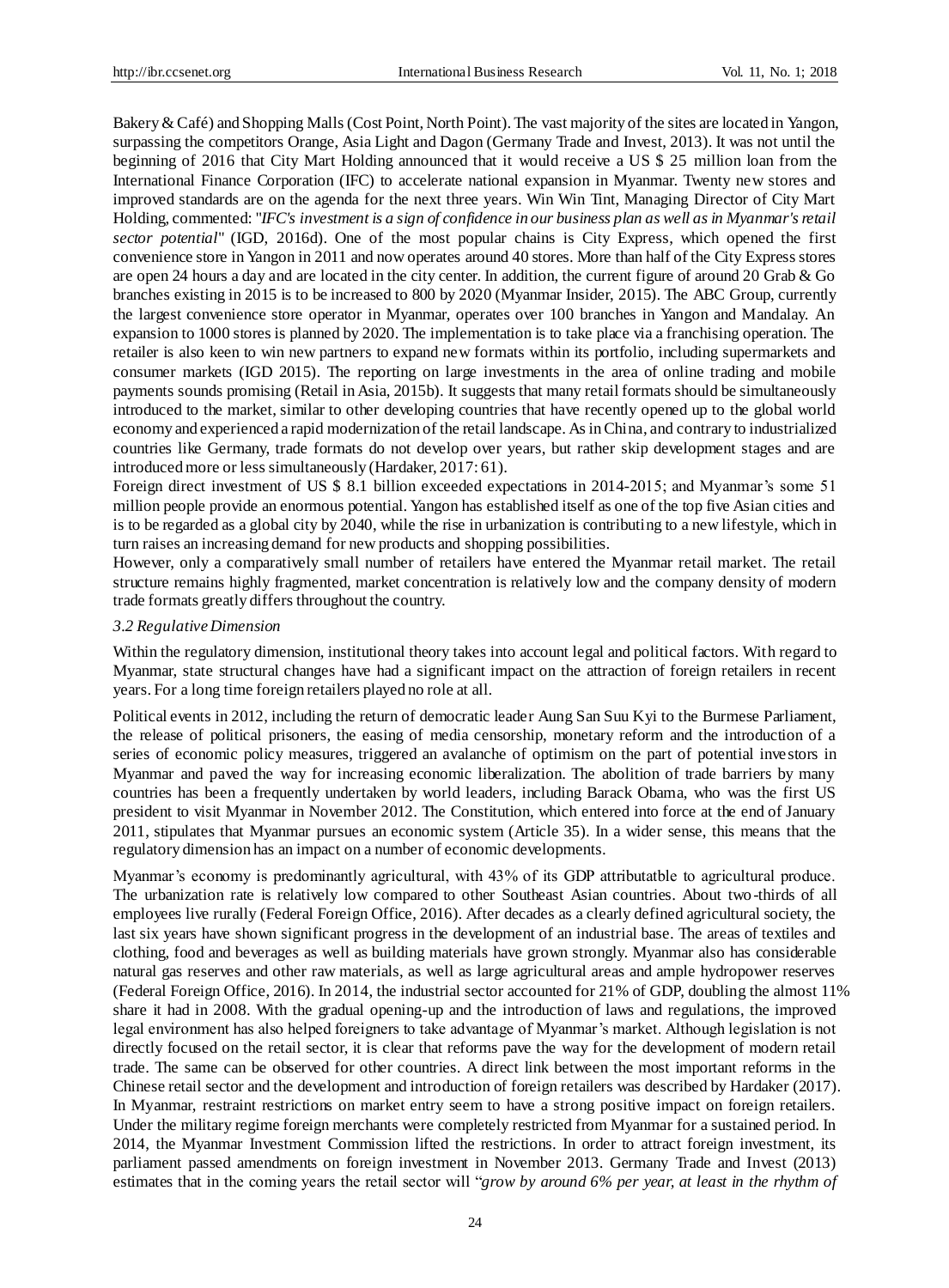Bakery & Café) and Shopping Malls (Cost Point, North Point). The vast majority of the sites are located in Yangon, surpassing the competitors Orange, Asia Light and Dagon (Germany Trade and Invest, 2013). It was not until the beginning of 2016 that City Mart Holding announced that it would receive a US $ 25 million loan from the International Finance Corporation (IFC) to accelerate national expansion in Myanmar. Twenty new stores and improved standards are on the agenda for the next three years. Win Win Tint, Managing Director of City Mart Holding, commented: "*IFC's investment is a sign of confidence in our business plan as well as in Myanmar's retail sector potential*" (IGD, 2016d). One of the most popular chains is City Express, which opened the first convenience store in Yangon in 2011 and now operates around 40 stores. More than half of the City Express stores are open 24 hours a day and are located in the city center. In addition, the current figure of around 20 Grab & Go branches existing in 2015 is to be increased to 800 by 2020 (Myanmar Insider, 2015). The ABC Group, currently the largest convenience store operator in Myanmar, operates over 100 branches in Yangon and Mandalay. An expansion to 1000 stores is planned by 2020. The implementation is to take place via a franchising operation. The retailer is also keen to win new partners to expand new formats within its portfolio, including supermarkets and consumer markets (IGD 2015). The reporting on large investments in the area of online trading and mobile payments sounds promising (Retail in Asia, 2015b). It suggests that many retail formats should be simultaneously introduced to the market, similar to other developing countries that have recently opened up to the global world economy and experienced a rapid modernization of the retail landscape. As in China, and contrary to industrialized countries like Germany, trade formats do not develop over years, but rather skip development stages and are introduced more or less simultaneously (Hardaker, 2017: 61).

Foreign direct investment of US $ 8.1 billion exceeded expectations in 2014-2015; and Myanmar's some 51 million people provide an enormous potential. Yangon has established itself as one of the top five Asian cities and is to be regarded as a global city by 2040, while the rise in urbanization is contributing to a new lifestyle, which in turn raises an increasing demand for new products and shopping possibilities.

However, only a comparatively small number of retailers have entered the Myanmar retail market. The retail structure remains highly fragmented, market concentration is relatively low and the company density of modern trade formats greatly differs throughout the country.

### *3.2 Regulative Dimension*

Within the regulatory dimension, institutional theory takes into account legal and political factors. With regard to Myanmar, state structural changes have had a significant impact on the attraction of foreign retailers in recent years. For a long time foreign retailers played no role at all.

Political events in 2012, including the return of democratic leader Aung San Suu Kyi to the Burmese Parliament, the release of political prisoners, the easing of media censorship, monetary reform and the introduction of a series of economic policy measures, triggered an avalanche of optimism on the part of potential investors in Myanmar and paved the way for increasing economic liberalization. The abolition of trade barriers by many countries has been a frequently undertaken by world leaders, including Barack Obama, who was the first US president to visit Myanmar in November 2012. The Constitution, which entered into force at the end of January 2011, stipulates that Myanmar pursues an economic system (Article 35). In a wider sense, this means that the regulatory dimension has an impact on a number of economic developments.

Myanmar's economy is predominantly agricultural, with 43% of its GDP attributatble to agricultural produce. The urbanization rate is relatively low compared to other Southeast Asian countries. About two-thirds of all employees live rurally (Federal Foreign Office, 2016). After decades as a clearly defined agricultural society, the last six years have shown significant progress in the development of an industrial base. The areas of textiles and clothing, food and beverages as well as building materials have grown strongly. Myanmar also has considerable natural gas reserves and other raw materials, as well as large agricultural areas and ample hydropower reserves (Federal Foreign Office, 2016). In 2014, the industrial sector accounted for 21% of GDP, doubling the almost 11% share it had in 2008. With the gradual opening-up and the introduction of laws and regulations, the improved legal environment has also helped foreigners to take advantage of Myanmar's market. Although legislation is not directly focused on the retail sector, it is clear that reforms pave the way for the development of modern retail trade. The same can be observed for other countries. A direct link between the most important reforms in the Chinese retail sector and the development and introduction of foreign retailers was described by Hardaker (2017). In Myanmar, restraint restrictions on market entry seem to have a strong positive impact on foreign retailers. Under the military regime foreign merchants were completely restricted from Myanmar for a sustained period. In 2014, the Myanmar Investment Commission lifted the restrictions. In order to attract foreign investment, its parliament passed amendments on foreign investment in November 2013. Germany Trade and Invest (2013) estimates that in the coming years the retail sector will "*grow by around 6% per year, at least in the rhythm of*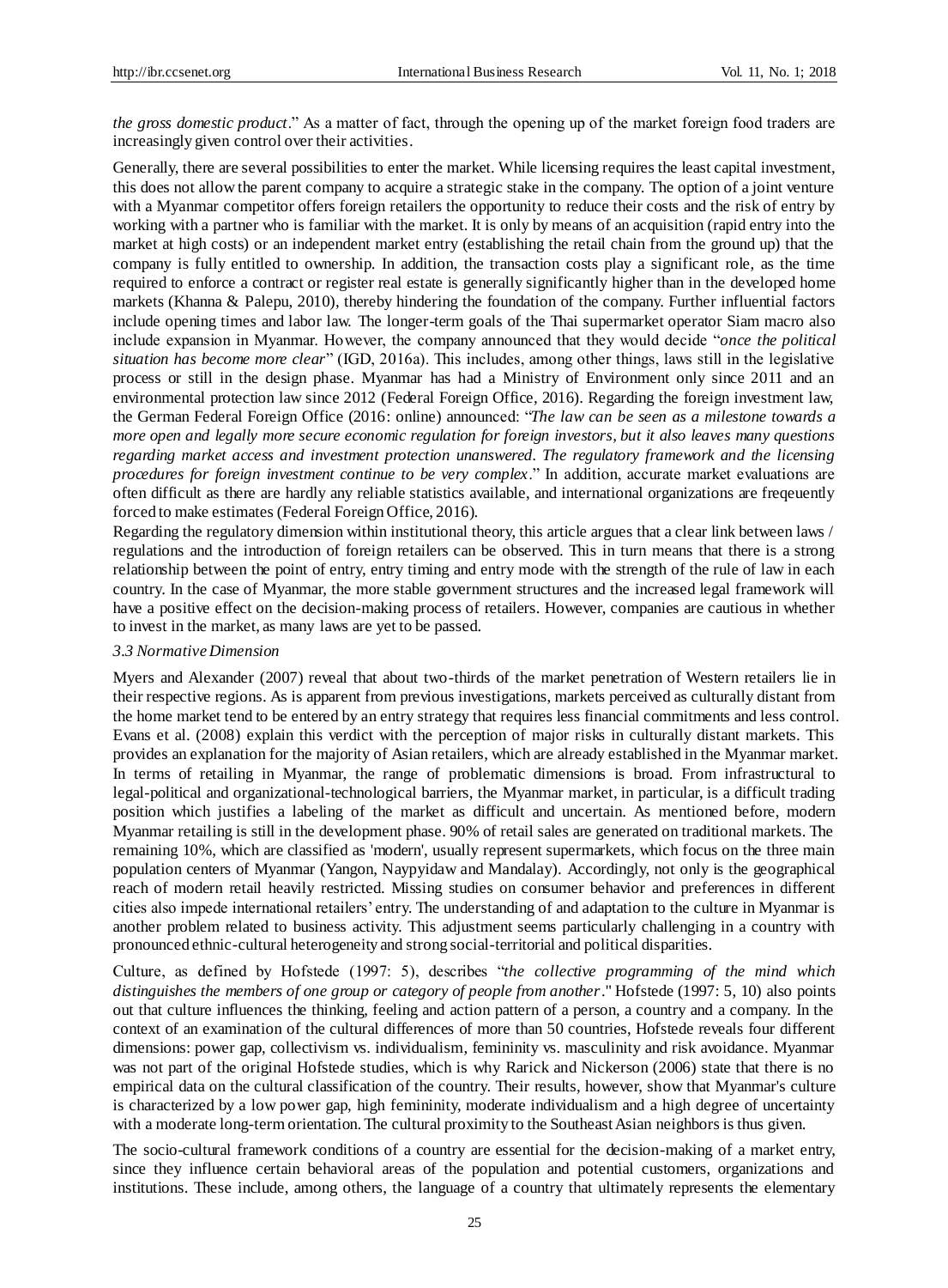*the gross domestic product*." As a matter of fact, through the opening up of the market foreign food traders are increasingly given control over their activities.

Generally, there are several possibilities to enter the market. While licensing requires the least capital investment, this does not allow the parent company to acquire a strategic stake in the company. The option of a joint venture with a Myanmar competitor offers foreign retailers the opportunity to reduce their costs and the risk of entry by working with a partner who is familiar with the market. It is only by means of an acquisition (rapid entry into the market at high costs) or an independent market entry (establishing the retail chain from the ground up) that the company is fully entitled to ownership. In addition, the transaction costs play a significant role, as the time required to enforce a contract or register real estate is generally significantly higher than in the developed home markets (Khanna & Palepu, 2010), thereby hindering the foundation of the company. Further influential factors include opening times and labor law. The longer-term goals of the Thai supermarket operator Siam macro also include expansion in Myanmar. However, the company announced that they would decide "*once the political situation has become more clear*" (IGD, 2016a). This includes, among other things, laws still in the legislative process or still in the design phase. Myanmar has had a Ministry of Environment only since 2011 and an environmental protection law since 2012 (Federal Foreign Office, 2016). Regarding the foreign investment law, the German Federal Foreign Office (2016: online) announced: "*The law can be seen as a milestone towards a more open and legally more secure economic regulation for foreign investors, but it also leaves many questions regarding market access and investment protection unanswered. The regulatory framework and the licensing procedures for foreign investment continue to be very complex*." In addition, accurate market evaluations are often difficult as there are hardly any reliable statistics available, and international organizations are freqeuently forced to make estimates (Federal Foreign Office, 2016).

Regarding the regulatory dimension within institutional theory, this article argues that a clear link between laws / regulations and the introduction of foreign retailers can be observed. This in turn means that there is a strong relationship between the point of entry, entry timing and entry mode with the strength of the rule of law in each country. In the case of Myanmar, the more stable government structures and the increased legal framework will have a positive effect on the decision-making process of retailers. However, companies are cautious in whether to invest in the market, as many laws are yet to be passed.

### *3.3 Normative Dimension*

Myers and Alexander (2007) reveal that about two-thirds of the market penetration of Western retailers lie in their respective regions. As is apparent from previous investigations, markets perceived as culturally distant from the home market tend to be entered by an entry strategy that requires less financial commitments and less control. Evans et al. (2008) explain this verdict with the perception of major risks in culturally distant markets. This provides an explanation for the majority of Asian retailers, which are already established in the Myanmar market. In terms of retailing in Myanmar, the range of problematic dimensions is broad. From infrastructural to legal-political and organizational-technological barriers, the Myanmar market, in particular, is a difficult trading position which justifies a labeling of the market as difficult and uncertain. As mentioned before, modern Myanmar retailing is still in the development phase. 90% of retail sales are generated on traditional markets. The remaining 10%, which are classified as 'modern', usually represent supermarkets, which focus on the three main population centers of Myanmar (Yangon, Naypyidaw and Mandalay). Accordingly, not only is the geographical reach of modern retail heavily restricted. Missing studies on consumer behavior and preferences in different cities also impede international retailers' entry. The understanding of and adaptation to the culture in Myanmar is another problem related to business activity. This adjustment seems particularly challenging in a country with pronounced ethnic-cultural heterogeneity and strong social-territorial and political disparities.

Culture, as defined by Hofstede (1997: 5), describes "*the collective programming of the mind which distinguishes the members of one group or category of people from another*." Hofstede (1997: 5, 10) also points out that culture influences the thinking, feeling and action pattern of a person, a country and a company. In the context of an examination of the cultural differences of more than 50 countries, Hofstede reveals four different dimensions: power gap, collectivism vs. individualism, femininity vs. masculinity and risk avoidance. Myanmar was not part of the original Hofstede studies, which is why Rarick and Nickerson (2006) state that there is no empirical data on the cultural classification of the country. Their results, however, show that Myanmar's culture is characterized by a low power gap, high femininity, moderate individualism and a high degree of uncertainty with a moderate long-term orientation. The cultural proximity to the Southeast Asian neighbors is thus given.

The socio-cultural framework conditions of a country are essential for the decision-making of a market entry, since they influence certain behavioral areas of the population and potential customers, organizations and institutions. These include, among others, the language of a country that ultimately represents the elementary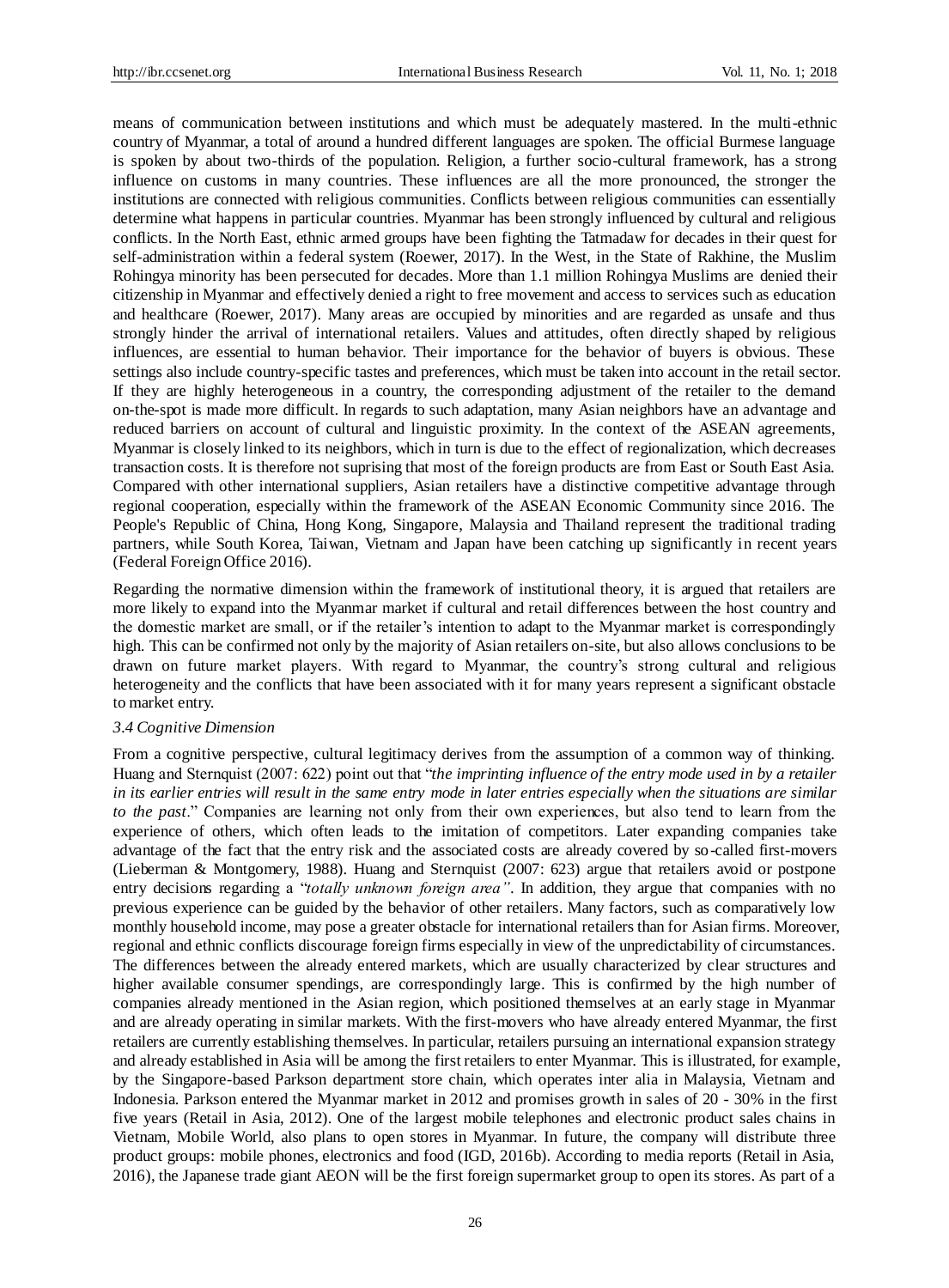means of communication between institutions and which must be adequately mastered. In the multi-ethnic country of Myanmar, a total of around a hundred different languages are spoken. The official Burmese language is spoken by about two-thirds of the population. Religion, a further socio-cultural framework, has a strong influence on customs in many countries. These influences are all the more pronounced, the stronger the institutions are connected with religious communities. Conflicts between religious communities can essentially determine what happens in particular countries. Myanmar has been strongly influenced by cultural and religious conflicts. In the North East, ethnic armed groups have been fighting the Tatmadaw for decades in their quest for self-administration within a federal system (Roewer, 2017). In the West, in the State of Rakhine, the Muslim Rohingya minority has been persecuted for decades. More than 1.1 million Rohingya Muslims are denied their citizenship in Myanmar and effectively denied a right to free movement and access to services such as education and healthcare (Roewer, 2017). Many areas are occupied by minorities and are regarded as unsafe and thus strongly hinder the arrival of international retailers. Values and attitudes, often directly shaped by religious influences, are essential to human behavior. Their importance for the behavior of buyers is obvious. These settings also include country-specific tastes and preferences, which must be taken into account in the retail sector. If they are highly heterogeneous in a country, the corresponding adjustment of the retailer to the demand on-the-spot is made more difficult. In regards to such adaptation, many Asian neighbors have an advantage and reduced barriers on account of cultural and linguistic proximity. In the context of the ASEAN agreements, Myanmar is closely linked to its neighbors, which in turn is due to the effect of regionalization, which decreases transaction costs. It is therefore not suprising that most of the foreign products are from East or South East Asia. Compared with other international suppliers, Asian retailers have a distinctive competitive advantage through regional cooperation, especially within the framework of the ASEAN Economic Community since 2016. The People's Republic of China, Hong Kong, Singapore, Malaysia and Thailand represent the traditional trading partners, while South Korea, Taiwan, Vietnam and Japan have been catching up significantly in recent years (Federal Foreign Office 2016).

Regarding the normative dimension within the framework of institutional theory, it is argued that retailers are more likely to expand into the Myanmar market if cultural and retail differences between the host country and the domestic market are small, or if the retailer's intention to adapt to the Myanmar market is correspondingly high. This can be confirmed not only by the majority of Asian retailers on-site, but also allows conclusions to be drawn on future market players. With regard to Myanmar, the country's strong cultural and religious heterogeneity and the conflicts that have been associated with it for many years represent a significant obstacle to market entry.

### *3.4 Cognitive Dimension*

From a cognitive perspective, cultural legitimacy derives from the assumption of a common way of thinking. Huang and Sternquist (2007: 622) point out that "*the imprinting influence of the entry mode used in by a retailer in its earlier entries will result in the same entry mode in later entries especially when the situations are similar to the past*." Companies are learning not only from their own experiences, but also tend to learn from the experience of others, which often leads to the imitation of competitors. Later expanding companies take advantage of the fact that the entry risk and the associated costs are already covered by so-called first-movers (Lieberman & Montgomery, 1988). Huang and Sternquist (2007: 623) argue that retailers avoid or postpone entry decisions regarding a "*totally unknown foreign area*". In addition, they argue that companies with no previous experience can be guided by the behavior of other retailers. Many factors, such as comparatively low monthly household income, may pose a greater obstacle for international retailers than for Asian firms. Moreover, regional and ethnic conflicts discourage foreign firms especially in view of the unpredictability of circumstances. The differences between the already entered markets, which are usually characterized by clear structures and higher available consumer spendings, are correspondingly large. This is confirmed by the high number of companies already mentioned in the Asian region, which positioned themselves at an early stage in Myanmar and are already operating in similar markets. With the first-movers who have already entered Myanmar, the first retailers are currently establishing themselves. In particular, retailers pursuing an international expansion strategy and already established in Asia will be among the first retailers to enter Myanmar. This is illustrated, for example, by the Singapore-based Parkson department store chain, which operates inter alia in Malaysia, Vietnam and Indonesia. Parkson entered the Myanmar market in 2012 and promises growth in sales of 20 - 30% in the first five years (Retail in Asia, 2012). One of the largest mobile telephones and electronic product sales chains in Vietnam, Mobile World, also plans to open stores in Myanmar. In future, the company will distribute three product groups: mobile phones, electronics and food (IGD, 2016b). According to media reports (Retail in Asia, 2016), the Japanese trade giant AEON will be the first foreign supermarket group to open its stores. As part of a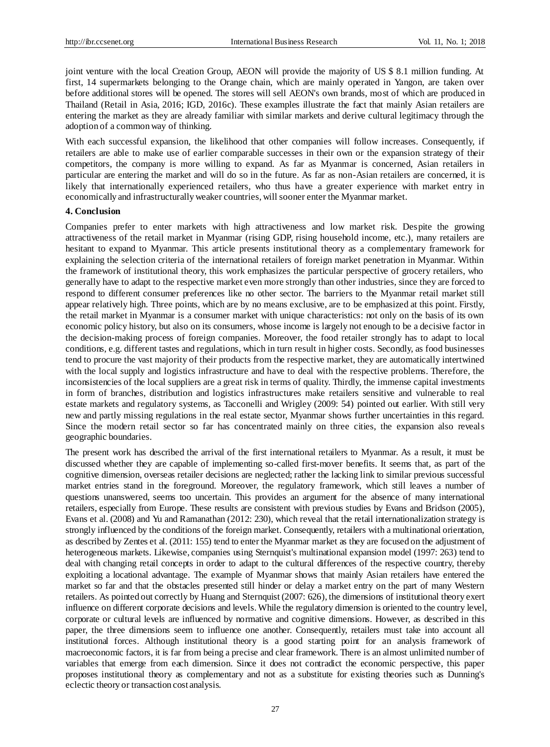joint venture with the local Creation Group, AEON will provide the majority of US $ 8.1 million funding. At first, 14 supermarkets belonging to the Orange chain, which are mainly operated in Yangon, are taken over before additional stores will be opened. The stores will sell AEON's own brands, most of which are produced in Thailand (Retail in Asia, 2016; IGD, 2016c). These examples illustrate the fact that mainly Asian retailers are entering the market as they are already familiar with similar markets and derive cultural legitimacy through the adoption of a common way of thinking.

With each successful expansion, the likelihood that other companies will follow increases. Consequently, if retailers are able to make use of earlier comparable successes in their own or the expansion strategy of their competitors, the company is more willing to expand. As far as Myanmar is concerned, Asian retailers in particular are entering the market and will do so in the future. As far as non-Asian retailers are concerned, it is likely that internationally experienced retailers, who thus have a greater experience with market entry in economically and infrastructurally weaker countries, will sooner enter the Myanmar market.

## 4. Conclusion

Companies prefer to enter markets with high attractiveness and low market risk. Despite the growing attractiveness of the retail market in Myanmar (rising GDP, rising household income, etc.), many retailers are hesitant to expand to Myanmar. This article presents institutional theory as a complementary framework for explaining the selection criteria of the international retailers of foreign market penetration in Myanmar. Within the framework of institutional theory, this work emphasizes the particular perspective of grocery retailers, who generally have to adapt to the respective market even more strongly than other industries, since they are forced to respond to different consumer preferences like no other sector. The barriers to the Myanmar retail market still appear relatively high. Three points, which are by no means exclusive, are to be emphasized at this point. Firstly, the retail market in Myanmar is a consumer market with unique characteristics: not only on the basis of its own economic policy history, but also on its consumers, whose income is largely not enough to be a decisive factor in the decision-making process of foreign companies. Moreover, the food retailer strongly has to adapt to local conditions, e.g. different tastes and regulations, which in turn result in higher costs. Secondly, as food businesses tend to procure the vast majority of their products from the respective market, they are automatically intertwined with the local supply and logistics infrastructure and have to deal with the respective problems. Therefore, the inconsistencies of the local suppliers are a great risk in terms of quality. Thirdly, the immense capital investments in form of branches, distribution and logistics infrastructures make retailers sensitive and vulnerable to real estate markets and regulatory systems, as Tacconelli and Wrigley (2009: 54) pointed out earlier. With still very new and partly missing regulations in the real estate sector, Myanmar shows further uncertainties in this regard. Since the modern retail sector so far has concentrated mainly on three cities, the expansion also reveals geographic boundaries.

The present work has described the arrival of the first international retailers to Myanmar. As a result, it must be discussed whether they are capable of implementing so-called first-mover benefits. It seems that, as part of the cognitive dimension, overseas retailer decisions are neglected; rather the lacking link to similar previous successful market entries stand in the foreground. Moreover, the regulatory framework, which still leaves a number of questions unanswered, seems too uncertain. This provides an argument for the absence of many international retailers, especially from Europe. These results are consistent with previous studies by Evans and Bridson (2005), Evans et al. (2008) and Yu and Ramanathan (2012: 230), which reveal that the retail internationalization strategy is strongly influenced by the conditions of the foreign market. Consequently, retailers with a multinational orientation, as described by Zentes et al. (2011: 155) tend to enter the Myanmar market as they are focused on the adjustment of heterogeneous markets. Likewise, companies using Sternquist's multinational expansion model (1997: 263) tend to deal with changing retail concepts in order to adapt to the cultural differences of the respective country, thereby exploiting a locational advantage. The example of Myanmar shows that mainly Asian retailers have entered the market so far and that the obstacles presented still hinder or delay a market entry on the part of many Western retailers. As pointed out correctly by Huang and Sternquist (2007: 626), the dimensions of institutional theory exert influence on different corporate decisions and levels. While the regulatory dimension is oriented to the country level, corporate or cultural levels are influenced by normative and cognitive dimensions. However, as described in this paper, the three dimensions seem to influence one another. Consequently, retailers must take into account all institutional forces. Although institutional theory is a good starting point for an analysis framework of macroeconomic factors, it is far from being a precise and clear framework. There is an almost unlimited number of variables that emerge from each dimension. Since it does not contradict the economic perspective, this paper proposes institutional theory as complementary and not as a substitute for existing theories such as Dunning's eclectic theory or transaction cost analysis.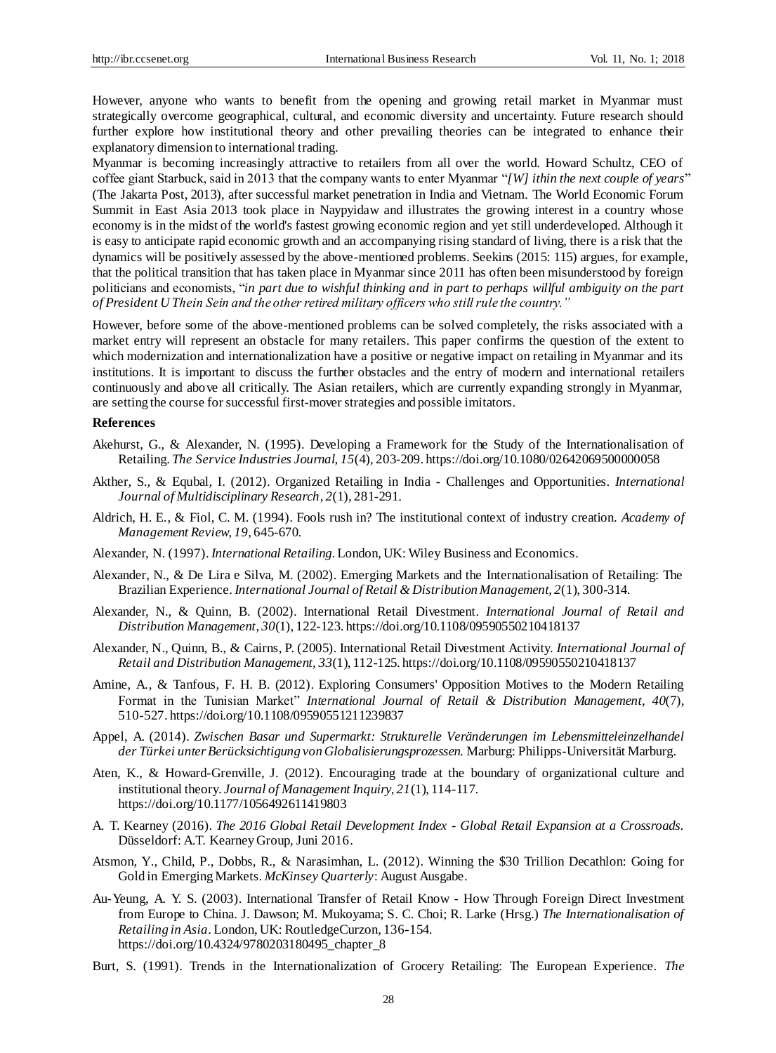However, anyone who wants to benefit from the opening and growing retail market in Myanmar must strategically overcome geographical, cultural, and economic diversity and uncertainty. Future research should further explore how institutional theory and other prevailing theories can be integrated to enhance their explanatory dimension to international trading.

Myanmar is becoming increasingly attractive to retailers from all over the world. Howard Schultz, CEO of coffee giant Starbuck, said in 2013 that the company wants to enter Myanmar "*[W] ithin the next couple of years*" (The Jakarta Post, 2013), after successful market penetration in India and Vietnam. The World Economic Forum Summit in East Asia 2013 took place in Naypyidaw and illustrates the growing interest in a country whose economy is in the midst of the world's fastest growing economic region and yet still underdeveloped. Although it is easy to anticipate rapid economic growth and an accompanying rising standard of living, there is a risk that the dynamics will be positively assessed by the above-mentioned problems. Seekins (2015: 115) argues, for example, that the political transition that has taken place in Myanmar since 2011 has often been misunderstood by foreign politicians and economists, "*in part due to wishful thinking and in part to perhaps willful ambiguity on the part of President U Thein Sein and the other retired military officers who still rule the country.*"

However, before some of the above-mentioned problems can be solved completely, the risks associated with a market entry will represent an obstacle for many retailers. This paper confirms the question of the extent to which modernization and internationalization have a positive or negative impact on retailing in Myanmar and its institutions. It is important to discuss the further obstacles and the entry of modern and international retailers continuously and above all critically. The Asian retailers, which are currently expanding strongly in Myanmar, are setting the course for successful first-mover strategies and possible imitators.

## References

Akehurst, G., & Alexander, N. (1995). Developing a Framework for the Study of the Internationalisation of Retailing. *The Service Industries Journal, 15*(4), 203-209. https://doi.org/10.1080/02642069500000058

Akther, S., & Equbal, I. (2012). Organized Retailing in India - Challenges and Opportunities. *International Journal of Multidisciplinary Research, 2*(1), 281-291.

Aldrich, H. E., & Fiol, C. M. (1994). Fools rush in? The institutional context of industry creation. *Academy of Management Review, 19*, 645-670.

Alexander, N. (1997). *International Retailing*. London, UK: Wiley Business and Economics.

Alexander, N., & De Lira e Silva, M. (2002). Emerging Markets and the Internationalisation of Retailing: The Brazilian Experience. *International Journal of Retail & Distribution Management, 2*(1), 300-314.

Alexander, N., & Quinn, B. (2002). International Retail Divestment. *International Journal of Retail and Distribution Management, 30*(1), 122-123. https://doi.org/10.1108/09590550210418137

Alexander, N., Quinn, B., & Cairns, P. (2005). International Retail Divestment Activity. *International Journal of Retail and Distribution Management, 33*(1), 112-125. https://doi.org/10.1108/09590550210418137

Amine, A., & Tanfous, F. H. B. (2012). Exploring Consumers' Opposition Motives to the Modern Retailing Format in the Tunisian Market" *International Journal of Retail & Distribution Management, 40*(7), 510-527. https://doi.org/10.1108/09590551211239837

Appel, A. (2014). *Zwischen Basar und Supermarkt: Strukturelle Veränderungen im Lebensmitteleinzelhandel der Türkei unter Berücksichtigung von Globalisierungsprozessen.* Marburg: Philipps-Universität Marburg.

Aten, K., & Howard-Grenville, J. (2012). Encouraging trade at the boundary of organizational culture and institutional theory. *Journal of Management Inquiry, 21*(1), 114-117. https://doi.org/10.1177/1056492611419803

A. T. Kearney (2016). *The 2016 Global Retail Development Index - Global Retail Expansion at a Crossroads.* Düsseldorf: A.T. Kearney Group, Juni 2016.

Atsmon, Y., Child, P., Dobbs, R., & Narasimhan, L. (2012). Winning the $30 Trillion Decathlon: Going for Gold in Emerging Markets. *McKinsey Quarterly*: August Ausgabe.

Au-Yeung, A. Y. S. (2003). International Transfer of Retail Know - How Through Foreign Direct Investment from Europe to China. J. Dawson; M. Mukoyama; S. C. Choi; R. Larke (Hrsg.) *The Internationalisation of Retailing in Asia*. London, UK: RoutledgeCurzon, 136-154. https://doi.org/10.4324/9780203180495_chapter_8

Burt, S. (1991). Trends in the Internationalization of Grocery Retailing: The European Experience. *The*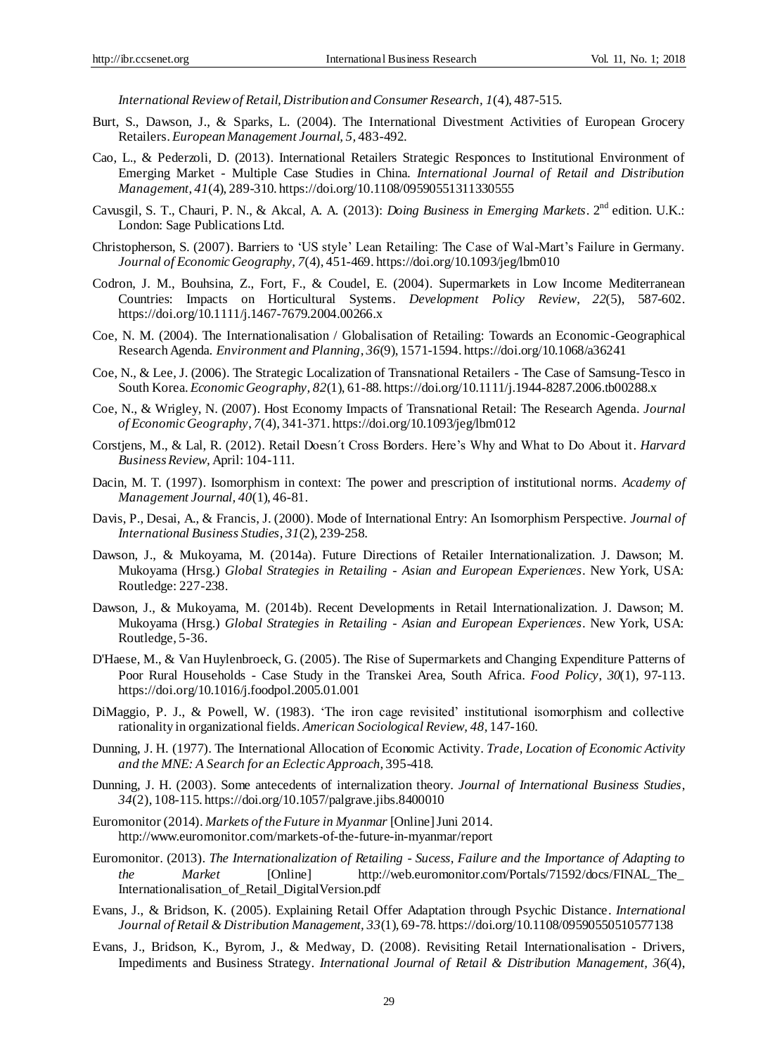*International Review of Retail, Distribution and Consumer Research, 1*(4), 487-515.

Burt, S., Dawson, J., & Sparks, L. (2004). The International Divestment Activities of European Grocery Retailers. *European Management Journal, 5,* 483-492.

Cao, L., & Pederzoli, D. (2013). International Retailers Strategic Responces to Institutional Environment of Emerging Market - Multiple Case Studies in China. *International Journal of Retail and Distribution Management, 41*(4), 289-310. https://doi.org/10.1108/09590551311330555

Cavusgil, S. T., Chauri, P. N., & Akcal, A. A. (2013): *Doing Business in Emerging Markets*. 2nd edition. U.K.: London: Sage Publications Ltd.

Christopherson, S. (2007). Barriers to 'US style' Lean Retailing: The Case of Wal-Mart's Failure in Germany. *Journal of Economic Geography, 7*(4), 451-469. https://doi.org/10.1093/jeg/lbm010

Codron, J. M., Bouhsina, Z., Fort, F., & Coudel, E. (2004). Supermarkets in Low Income Mediterranean Countries: Impacts on Horticultural Systems. *Development Policy Review, 22*(5), 587-602. https://doi.org/10.1111/j.1467-7679.2004.00266.x

Coe, N. M. (2004). The Internationalisation / Globalisation of Retailing: Towards an Economic-Geographical Research Agenda. *Environment and Planning, 36*(9), 1571-1594. https://doi.org/10.1068/a36241

Coe, N., & Lee, J. (2006). The Strategic Localization of Transnational Retailers - The Case of Samsung-Tesco in South Korea. *Economic Geography, 82*(1), 61-88. https://doi.org/10.1111/j.1944-8287.2006.tb00288.x

Coe, N., & Wrigley, N. (2007). Host Economy Impacts of Transnational Retail: The Research Agenda. *Journal of Economic Geography, 7*(4), 341-371. https://doi.org/10.1093/jeg/lbm012

Corstjens, M., & Lal, R. (2012). Retail Doesn´t Cross Borders. Here's Why and What to Do About it. *Harvard Business Review*, April: 104-111.

Dacin, M. T. (1997). Isomorphism in context: The power and prescription of institutional norms. *Academy of Management Journal, 40*(1), 46-81.

Davis, P., Desai, A., & Francis, J. (2000). Mode of International Entry: An Isomorphism Perspective. *Journal of International Business Studies, 31*(2), 239-258.

Dawson, J., & Mukoyama, M. (2014a). Future Directions of Retailer Internationalization. J. Dawson; M. Mukoyama (Hrsg.) *Global Strategies in Retailing - Asian and European Experiences*. New York, USA: Routledge: 227-238.

Dawson, J., & Mukoyama, M. (2014b). Recent Developments in Retail Internationalization. J. Dawson; M. Mukoyama (Hrsg.) *Global Strategies in Retailing - Asian and European Experiences*. New York, USA: Routledge, 5-36.

D'Haese, M., & Van Huylenbroeck, G. (2005). The Rise of Supermarkets and Changing Expenditure Patterns of Poor Rural Households - Case Study in the Transkei Area, South Africa. *Food Policy, 30*(1), 97-113. https://doi.org/10.1016/j.foodpol.2005.01.001

DiMaggio, P. J., & Powell, W. (1983). 'The iron cage revisited' institutional isomorphism and collective rationality in organizational fields. *American Sociological Review, 48,* 147-160.

Dunning, J. H. (1977). The International Allocation of Economic Activity. *Trade, Location of Economic Activity and the MNE: A Search for an Eclectic Approach*, 395-418.

Dunning, J. H. (2003). Some antecedents of internalization theory. *Journal of International Business Studies, 34*(2), 108-115. https://doi.org/10.1057/palgrave.jibs.8400010

Euromonitor (2014). *Markets of the Future in Myanmar* [Online] Juni 2014. http://www.euromonitor.com/markets-of-the-future-in-myanmar/report

Euromonitor. (2013). *The Internationalization of Retailing - Sucess, Failure and the Importance of Adapting to the Market* [Online] http://web.euromonitor.com/Portals/71592/docs/FINAL_The_Internationalisation_of_Retail_DigitalVersion.pdf

Evans, J., & Bridson, K. (2005). Explaining Retail Offer Adaptation through Psychic Distance. *International Journal of Retail & Distribution Management, 33*(1), 69-78. https://doi.org/10.1108/09590550510577138

Evans, J., Bridson, K., Byrom, J., & Medway, D. (2008). Revisiting Retail Internationalisation - Drivers, Impediments and Business Strategy. *International Journal of Retail & Distribution Management, 36*(4),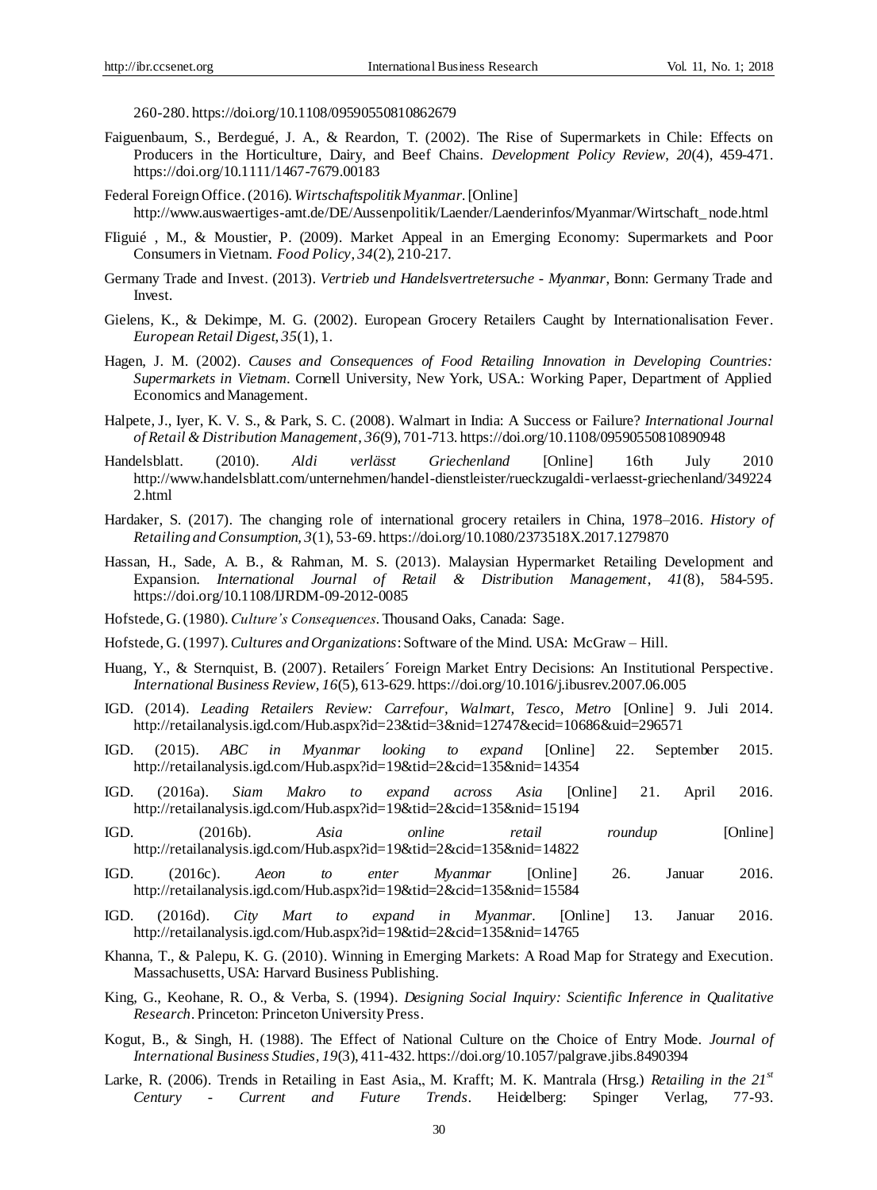260-280. https://doi.org/10.1108/09590550810862679

Faiguenbaum, S., Berdegué, J. A., & Reardon, T. (2002). The Rise of Supermarkets in Chile: Effects on Producers in the Horticulture, Dairy, and Beef Chains. *Development Policy Review, 20*(4), 459-471. https://doi.org/10.1111/1467-7679.00183

Federal Foreign Office. (2016). *Wirtschaftspolitik Myanmar*. [Online] http://www.auswaertiges-amt.de/DE/Aussenpolitik/Laender/Laenderinfos/Myanmar/Wirtschaft_node.html

FIiguié , M., & Moustier, P. (2009). Market Appeal in an Emerging Economy: Supermarkets and Poor Consumers in Vietnam. *Food Policy*, *34*(2), 210-217.

Germany Trade and Invest. (2013). *Vertrieb und Handelsvertretersuche - Myanmar*, Bonn: Germany Trade and Invest.

Gielens, K., & Dekimpe, M. G. (2002). European Grocery Retailers Caught by Internationalisation Fever. *European Retail Digest, 35*(1), 1.

Hagen, J. M. (2002). *Causes and Consequences of Food Retailing Innovation in Developing Countries: Supermarkets in Vietnam*. Cornell University, New York, USA.: Working Paper, Department of Applied Economics and Management.

Halpete, J., Iyer, K. V. S., & Park, S. C. (2008). Walmart in India: A Success or Failure? *International Journal of Retail & Distribution Management*, *36*(9), 701-713. https://doi.org/10.1108/09590550810890948

Handelsblatt. (2010). *Aldi verlässt Griechenland* [Online] 16th July 2010 http://www.handelsblatt.com/unternehmen/handel-dienstleister/rueckzugaldi-verlaesst-griechenland/3492242.html

Hardaker, S. (2017). The changing role of international grocery retailers in China, 1978–2016. *History of Retailing and Consumption, 3*(1), 53-69. https://doi.org/10.1080/2373518X.2017.1279870

Hassan, H., Sade, A. B., & Rahman, M. S. (2013). Malaysian Hypermarket Retailing Development and Expansion. *International Journal of Retail & Distribution Management*, *41*(8), 584-595. https://doi.org/10.1108/IJRDM-09-2012-0085

Hofstede, G. (1980). *Culture's Consequences*. Thousand Oaks, Canada: Sage.

Hofstede, G. (1997). *Cultures and Organizations*: Software of the Mind. USA: McGraw – Hill.

Huang, Y., & Sternquist, B. (2007). Retailers´ Foreign Market Entry Decisions: An Institutional Perspective. *International Business Review, 16*(5), 613-629. https://doi.org/10.1016/j.ibusrev.2007.06.005

IGD. (2014). *Leading Retailers Review: Carrefour, Walmart, Tesco, Metro* [Online] 9. Juli 2014. http://retailanalysis.igd.com/Hub.aspx?id=23&tid=3&nid=12747&ecid=10686&uid=296571

IGD. (2015). *ABC in Myanmar looking to expand* [Online] 22. September 2015. http://retailanalysis.igd.com/Hub.aspx?id=19&tid=2&cid=135&nid=14354

IGD. (2016a). *Siam Makro to expand across Asia* [Online] 21. April 2016. http://retailanalysis.igd.com/Hub.aspx?id=19&tid=2&cid=135&nid=15194

IGD. (2016b). *Asia online retail roundup* [Online] http://retailanalysis.igd.com/Hub.aspx?id=19&tid=2&cid=135&nid=14822

IGD. (2016c). *Aeon to enter Myanmar* [Online] 26. Januar 2016. http://retailanalysis.igd.com/Hub.aspx?id=19&tid=2&cid=135&nid=15584

IGD. (2016d). *City Mart to expand in Myanmar*. [Online] 13. Januar 2016. http://retailanalysis.igd.com/Hub.aspx?id=19&tid=2&cid=135&nid=14765

Khanna, T., & Palepu, K. G. (2010). Winning in Emerging Markets: A Road Map for Strategy and Execution. Massachusetts, USA: Harvard Business Publishing.

King, G., Keohane, R. O., & Verba, S. (1994). *Designing Social Inquiry: Scientific Inference in Qualitative Research*. Princeton: Princeton University Press.

Kogut, B., & Singh, H. (1988). The Effect of National Culture on the Choice of Entry Mode. *Journal of International Business Studies*, *19*(3), 411-432. https://doi.org/10.1057/palgrave.jibs.8490394

Larke, R. (2006). Trends in Retailing in East Asia,, M. Krafft; M. K. Mantrala (Hrsg.) *Retailing in the 21st Century - Current and Future Trends*. Heidelberg: Spinger Verlag, 77-93.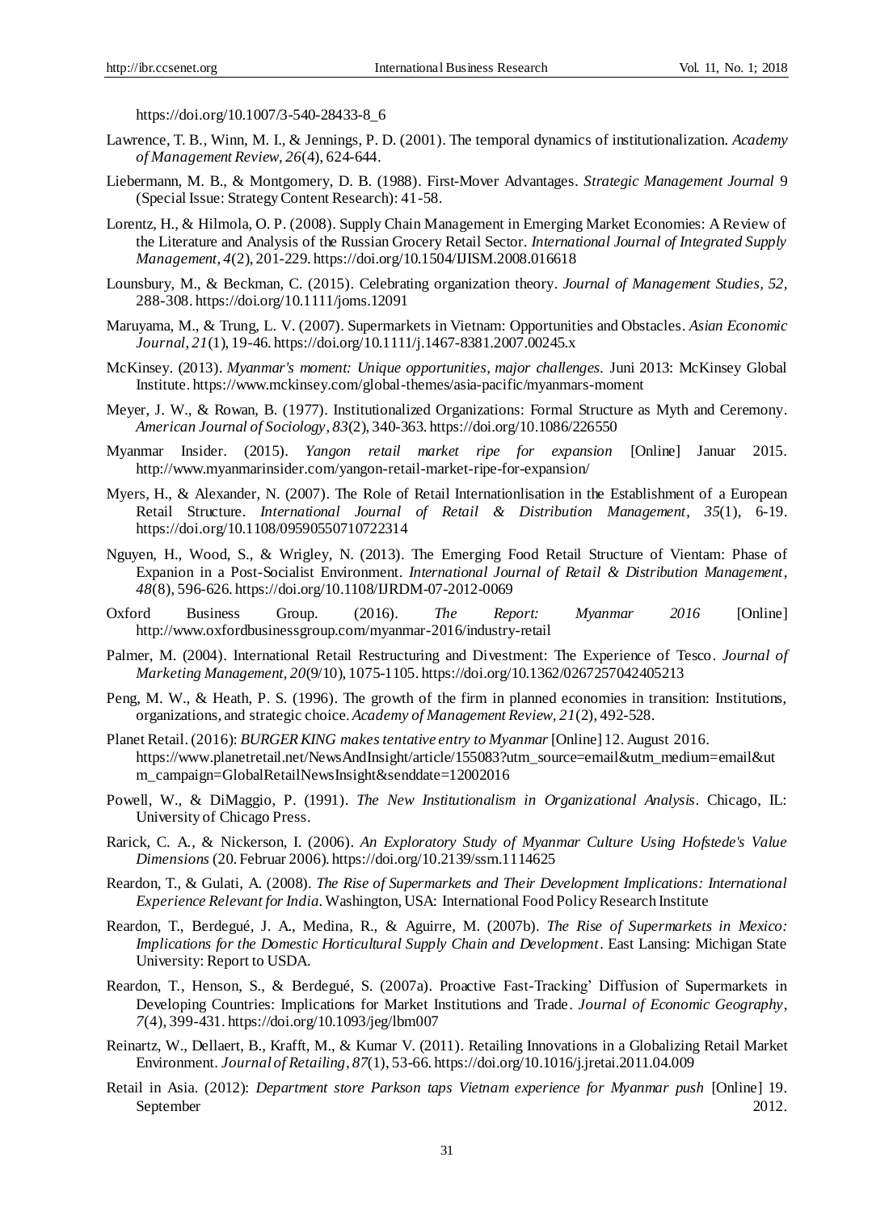https://doi.org/10.1007/3-540-28433-8_6

Lawrence, T. B., Winn, M. I., & Jennings, P. D. (2001). The temporal dynamics of institutionalization. *Academy of Management Review, 26*(4), 624-644.

Liebermann, M. B., & Montgomery, D. B. (1988). First-Mover Advantages. *Strategic Management Journal* 9 (Special Issue: Strategy Content Research): 41-58.

Lorentz, H., & Hilmola, O. P. (2008). Supply Chain Management in Emerging Market Economies: A Review of the Literature and Analysis of the Russian Grocery Retail Sector. *International Journal of Integrated Supply Management*, *4*(2), 201-229. https://doi.org/10.1504/IJISM.2008.016618

Lounsbury, M., & Beckman, C. (2015). Celebrating organization theory. *Journal of Management Studies, 52*, 288-308. https://doi.org/10.1111/joms.12091

Maruyama, M., & Trung, L. V. (2007). Supermarkets in Vietnam: Opportunities and Obstacles. *Asian Economic Journal*, *21*(1), 19-46. https://doi.org/10.1111/j.1467-8381.2007.00245.x

McKinsey. (2013). *Myanmar's moment: Unique opportunities, major challenges.* Juni 2013: McKinsey Global Institute. https://www.mckinsey.com/global-themes/asia-pacific/myanmars-moment

Meyer, J. W., & Rowan, B. (1977). Institutionalized Organizations: Formal Structure as Myth and Ceremony. *American Journal of Sociology*, *83*(2), 340-363. https://doi.org/10.1086/226550

Myanmar Insider. (2015). *Yangon retail market ripe for expansion* [Online] Januar 2015. http://www.myanmarinsider.com/yangon-retail-market-ripe-for-expansion/

Myers, H., & Alexander, N. (2007). The Role of Retail Internationlisation in the Establishment of a European Retail Structure. *International Journal of Retail & Distribution Management*, *35*(1), 6-19. https://doi.org/10.1108/09590550710722314

Nguyen, H., Wood, S., & Wrigley, N. (2013). The Emerging Food Retail Structure of Vientam: Phase of Expanion in a Post-Socialist Environment. *International Journal of Retail & Distribution Management*, *48*(8), 596-626. https://doi.org/10.1108/IJRDM-07-2012-0069

Oxford Business Group. (2016). *The Report: Myanmar 2016* [Online] http://www.oxfordbusinessgroup.com/myanmar-2016/industry-retail

Palmer, M. (2004). International Retail Restructuring and Divestment: The Experience of Tesco. *Journal of Marketing Management, 20*(9/10), 1075-1105. https://doi.org/10.1362/0267257042405213

Peng, M. W., & Heath, P. S. (1996). The growth of the firm in planned economies in transition: Institutions, organizations, and strategic choice. *Academy of Management Review, 21*(2), 492-528.

Planet Retail. (2016): *BURGER KING makes tentative entry to Myanmar* [Online] 12. August 2016. https://www.planetretail.net/NewsAndInsight/article/155083?utm_source=email&utm_medium=email&utm_campaign=GlobalRetailNewsInsight&senddate=12002016

Powell, W., & DiMaggio, P. (1991). *The New Institutionalism in Organizational Analysis*. Chicago, IL: University of Chicago Press.

Rarick, C. A., & Nickerson, I. (2006). *An Exploratory Study of Myanmar Culture Using Hofstede's Value Dimensions* (20. Februar 2006). https://doi.org/10.2139/ssrn.1114625

Reardon, T., & Gulati, A. (2008). *The Rise of Supermarkets and Their Development Implications: International Experience Relevant for India*. Washington, USA: International Food Policy Research Institute

Reardon, T., Berdegué, J. A., Medina, R., & Aguirre, M. (2007b). *The Rise of Supermarkets in Mexico: Implications for the Domestic Horticultural Supply Chain and Development*. East Lansing: Michigan State University: Report to USDA.

Reardon, T., Henson, S., & Berdegué, S. (2007a). Proactive Fast-Tracking' Diffusion of Supermarkets in Developing Countries: Implications for Market Institutions and Trade. *Journal of Economic Geography*, *7*(4), 399-431. https://doi.org/10.1093/jeg/lbm007

Reinartz, W., Dellaert, B., Krafft, M., & Kumar V. (2011). Retailing Innovations in a Globalizing Retail Market Environment. *Journal of Retailing*, *87*(1), 53-66. https://doi.org/10.1016/j.jretai.2011.04.009

Retail in Asia. (2012): *Department store Parkson taps Vietnam experience for Myanmar push* [Online] 19. September 2012.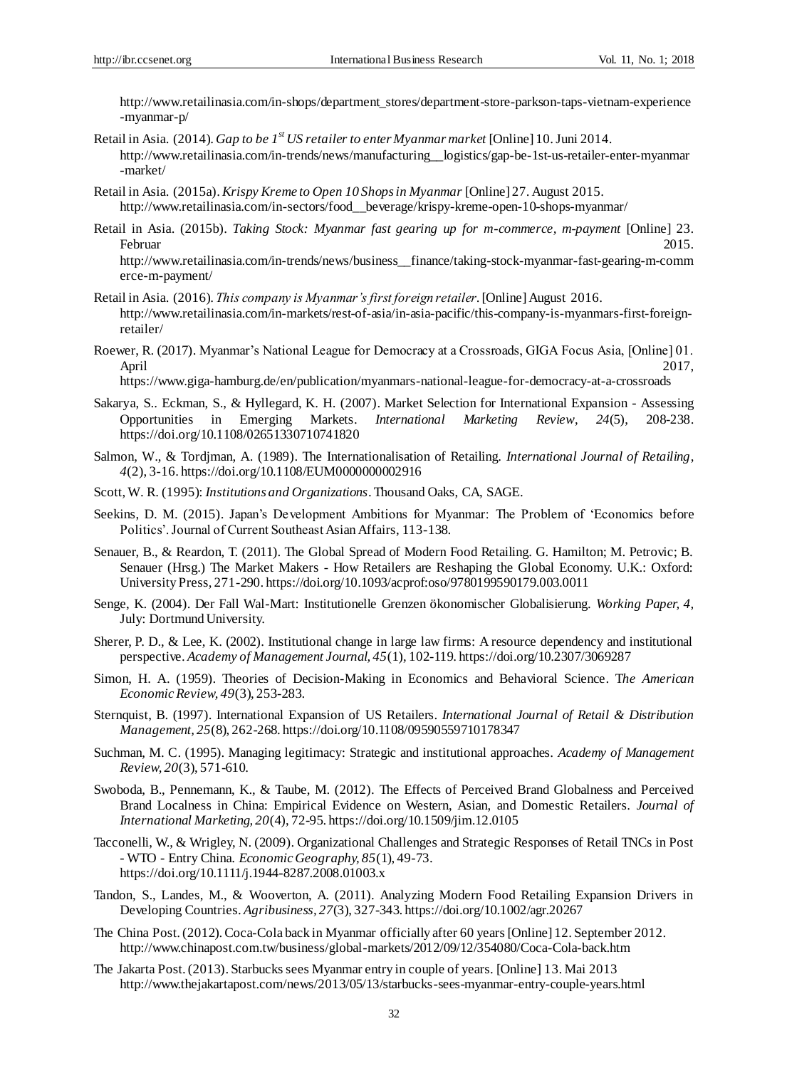http://www.retailinasia.com/in-shops/department_stores/department-store-parkson-taps-vietnam-experience-myanmar-p/

Retail in Asia. (2014). *Gap to be 1st US retailer to enter Myanmar market* [Online] 10. Juni 2014. http://www.retailinasia.com/in-trends/news/manufacturing__logistics/gap-be-1st-us-retailer-enter-myanmar-market/

Retail in Asia. (2015a). *Krispy Kreme to Open 10 Shops in Myanmar* [Online] 27. August 2015. http://www.retailinasia.com/in-sectors/food__beverage/krispy-kreme-open-10-shops-myanmar/

Retail in Asia. (2015b). *Taking Stock: Myanmar fast gearing up for m-commerce, m-payment* [Online] 23. Februar 2015. http://www.retailinasia.com/in-trends/news/business__finance/taking-stock-myanmar-fast-gearing-m-commerce-m-payment/

Retail in Asia. (2016). *This company is Myanmar's first foreign retailer*. [Online] August 2016. http://www.retailinasia.com/in-markets/rest-of-asia/in-asia-pacific/this-company-is-myanmars-first-foreign-retailer/

Roewer, R. (2017). Myanmar's National League for Democracy at a Crossroads, GIGA Focus Asia, [Online] 01. April 2017, https://www.giga-hamburg.de/en/publication/myanmars-national-league-for-democracy-at-a-crossroads

Sakarya, S.. Eckman, S., & Hyllegard, K. H. (2007). Market Selection for International Expansion - Assessing Opportunities in Emerging Markets. *International Marketing Review*, *24*(5), 208-238. https://doi.org/10.1108/02651330710741820

Salmon, W., & Tordjman, A. (1989). The Internationalisation of Retailing. *International Journal of Retailing*, *4*(2), 3-16. https://doi.org/10.1108/EUM0000000002916

Scott, W. R. (1995): *Institutions and Organizations*. Thousand Oaks, CA, SAGE.

Seekins, D. M. (2015). Japan's Development Ambitions for Myanmar: The Problem of 'Economics before Politics'. Journal of Current Southeast Asian Affairs, 113-138.

Senauer, B., & Reardon, T. (2011). The Global Spread of Modern Food Retailing. G. Hamilton; M. Petrovic; B. Senauer (Hrsg.) The Market Makers - How Retailers are Reshaping the Global Economy. U.K.: Oxford: University Press, 271-290. https://doi.org/10.1093/acprof:oso/9780199590179.003.0011

Senge, K. (2004). Der Fall Wal-Mart: Institutionelle Grenzen ökonomischer Globalisierung. *Working Paper, 4,* July: Dortmund University.

Sherer, P. D., & Lee, K. (2002). Institutional change in large law firms: A resource dependency and institutional perspective. *Academy of Management Journal, 45*(1), 102-119. https://doi.org/10.2307/3069287

Simon, H. A. (1959). Theories of Decision-Making in Economics and Behavioral Science. T*he American Economic Review, 49*(3), 253-283.

Sternquist, B. (1997). International Expansion of US Retailers. *International Journal of Retail & Distribution Management, 25*(8), 262-268. https://doi.org/10.1108/09590559710178347

Suchman, M. C. (1995). Managing legitimacy: Strategic and institutional approaches. *Academy of Management Review, 20*(3), 571-610.

Swoboda, B., Pennemann, K., & Taube, M. (2012). The Effects of Perceived Brand Globalness and Perceived Brand Localness in China: Empirical Evidence on Western, Asian, and Domestic Retailers. *Journal of International Marketing, 20*(4), 72-95. https://doi.org/10.1509/jim.12.0105

Tacconelli, W., & Wrigley, N. (2009). Organizational Challenges and Strategic Responses of Retail TNCs in Post - WTO - Entry China. *Economic Geography, 85*(1), 49-73. https://doi.org/10.1111/j.1944-8287.2008.01003.x

Tandon, S., Landes, M., & Wooverton, A. (2011). Analyzing Modern Food Retailing Expansion Drivers in Developing Countries. *Agribusiness, 27*(3), 327-343. https://doi.org/10.1002/agr.20267

The China Post. (2012). Coca-Cola back in Myanmar officially after 60 years [Online] 12. September 2012. http://www.chinapost.com.tw/business/global-markets/2012/09/12/354080/Coca-Cola-back.htm

The Jakarta Post. (2013). Starbucks sees Myanmar entry in couple of years. [Online] 13. Mai 2013 http://www.thejakartapost.com/news/2013/05/13/starbucks-sees-myanmar-entry-couple-years.html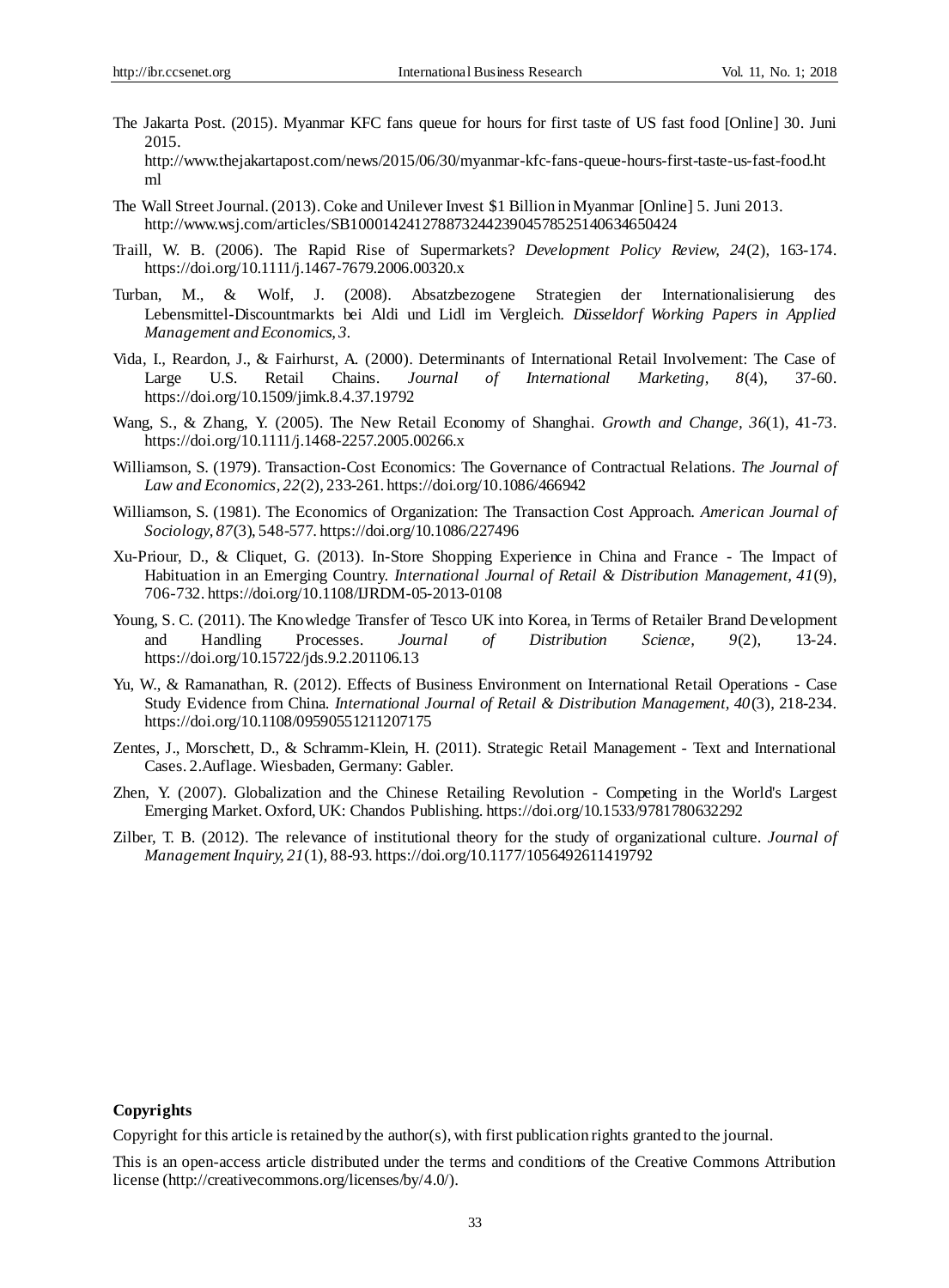The Jakarta Post. (2015). Myanmar KFC fans queue for hours for first taste of US fast food [Online] 30. Juni 2015. http://www.thejakartapost.com/news/2015/06/30/myanmar-kfc-fans-queue-hours-first-taste-us-fast-food.html

The Wall Street Journal. (2013). Coke and Unilever Invest $1 Billion in Myanmar [Online] 5. Juni 2013. http://www.wsj.com/articles/SB10001424127887324423904578525140634650424

Traill, W. B. (2006). The Rapid Rise of Supermarkets? *Development Policy Review, 24*(2), 163-174. https://doi.org/10.1111/j.1467-7679.2006.00320.x

Turban, M., & Wolf, J. (2008). Absatzbezogene Strategien der Internationalisierung des Lebensmittel-Discountmarkts bei Aldi und Lidl im Vergleich. *Düsseldorf Working Papers in Applied Management and Economics, 3*.

Vida, I., Reardon, J., & Fairhurst, A. (2000). Determinants of International Retail Involvement: The Case of Large U.S. Retail Chains. *Journal of International Marketing, 8*(4), 37-60. https://doi.org/10.1509/jimk.8.4.37.19792

Wang, S., & Zhang, Y. (2005). The New Retail Economy of Shanghai. *Growth and Change, 36*(1), 41-73. https://doi.org/10.1111/j.1468-2257.2005.00266.x

Williamson, S. (1979). Transaction-Cost Economics: The Governance of Contractual Relations. *The Journal of Law and Economics, 22*(2), 233-261. https://doi.org/10.1086/466942

Williamson, S. (1981). The Economics of Organization: The Transaction Cost Approach. *American Journal of Sociology, 87*(3), 548-577. https://doi.org/10.1086/227496

Xu-Priour, D., & Cliquet, G. (2013). In-Store Shopping Experience in China and France - The Impact of Habituation in an Emerging Country. *International Journal of Retail & Distribution Management, 41*(9), 706-732. https://doi.org/10.1108/IJRDM-05-2013-0108

Young, S. C. (2011). The Knowledge Transfer of Tesco UK into Korea, in Terms of Retailer Brand Development and Handling Processes. *Journal of Distribution Science, 9*(2), 13-24. https://doi.org/10.15722/jds.9.2.201106.13

Yu, W., & Ramanathan, R. (2012). Effects of Business Environment on International Retail Operations - Case Study Evidence from China. *International Journal of Retail & Distribution Management, 40*(3), 218-234. https://doi.org/10.1108/09590551211207175

Zentes, J., Morschett, D., & Schramm-Klein, H. (2011). Strategic Retail Management - Text and International Cases. 2.Auflage. Wiesbaden, Germany: Gabler.

Zhen, Y. (2007). Globalization and the Chinese Retailing Revolution - Competing in the World's Largest Emerging Market. Oxford, UK: Chandos Publishing. https://doi.org/10.1533/9781780632292

Zilber, T. B. (2012). The relevance of institutional theory for the study of organizational culture. *Journal of Management Inquiry, 21*(1), 88-93. https://doi.org/10.1177/1056492611419792

**Copyrights**

Copyright for this article is retained by the author(s), with first publication rights granted to the journal.

This is an open-access article distributed under the terms and conditions of the Creative Commons Attribution license (http://creativecommons.org/licenses/by/4.0/).